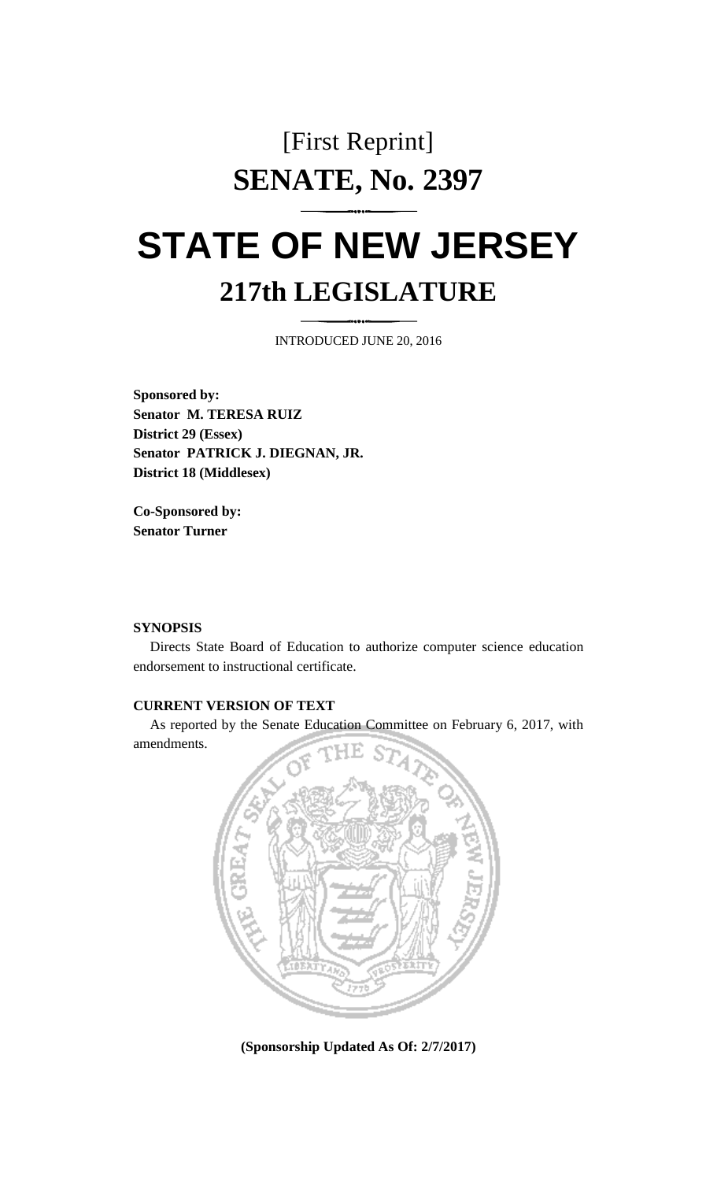[First Reprint]

# SENATE, No. 2397

# STATE OF NEW JERSEY

## 217th LEGISLATURE

INTRODUCED JUNE 20, 2016

**Sponsored by:**
**Senator M. TERESA RUIZ**
**District 29 (Essex)**
**Senator PATRICK J. DIEGNAN, JR.**
**District 18 (Middlesex)**

**Co-Sponsored by:**
**Senator Turner**

**SYNOPSIS**

Directs State Board of Education to authorize computer science education endorsement to instructional certificate.

**CURRENT VERSION OF TEXT**

As reported by the Senate Education Committee on February 6, 2017, with amendments.

**(Sponsorship Updated As Of: 2/7/2017)**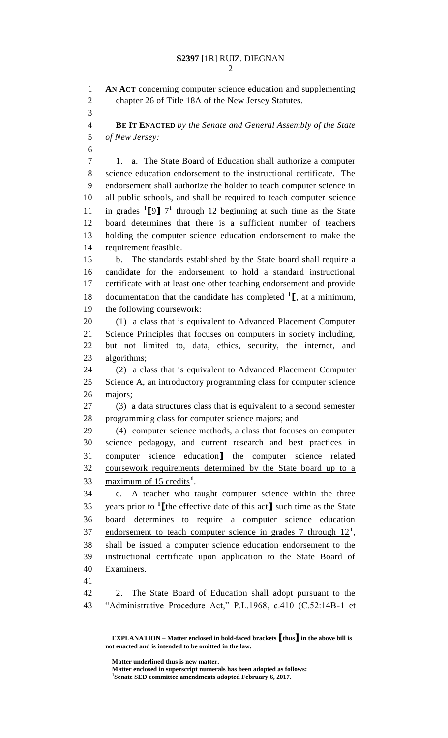**AN ACT** concerning computer science education and supplementing chapter 26 of Title 18A of the New Jersey Statutes.

**BE IT ENACTED** *by the Senate and General Assembly of the State of New Jersey:*

1. a. The State Board of Education shall authorize a computer science education endorsement to the instructional certificate. The endorsement shall authorize the holder to teach computer science in all public schools, and shall be required to teach computer science in grades [1]**[**9**]** 7[1] through 12 beginning at such time as the State board determines that there is a sufficient number of teachers holding the computer science education endorsement to make the requirement feasible.

b. The standards established by the State board shall require a candidate for the endorsement to hold a standard instructional certificate with at least one other teaching endorsement and provide documentation that the candidate has completed [1]**[**, at a minimum, the following coursework:

(1) a class that is equivalent to Advanced Placement Computer Science Principles that focuses on computers in society including, but not limited to, data, ethics, security, the internet, and algorithms;

(2) a class that is equivalent to Advanced Placement Computer Science A, an introductory programming class for computer science majors;

(3) a data structures class that is equivalent to a second semester programming class for computer science majors; and

(4) computer science methods, a class that focuses on computer science pedagogy, and current research and best practices in computer science education**]** the computer science related coursework requirements determined by the State board up to a maximum of 15 credits[1].

c. A teacher who taught computer science within the three years prior to [1]**[**the effective date of this act**]** such time as the State board determines to require a computer science education endorsement to teach computer science in grades 7 through 12[1], shall be issued a computer science education endorsement to the instructional certificate upon application to the State Board of Examiners.

2. The State Board of Education shall adopt pursuant to the "Administrative Procedure Act," P.L.1968, c.410 (C.52:14B-1 et

**EXPLANATION – Matter enclosed in bold-faced brackets [thus] in the above bill is not enacted and is intended to be omitted in the law.**

**Matter underlined thus is new matter.**
**Matter enclosed in superscript numerals has been adopted as follows:**
[1]**Senate SED committee amendments adopted February 6, 2017.**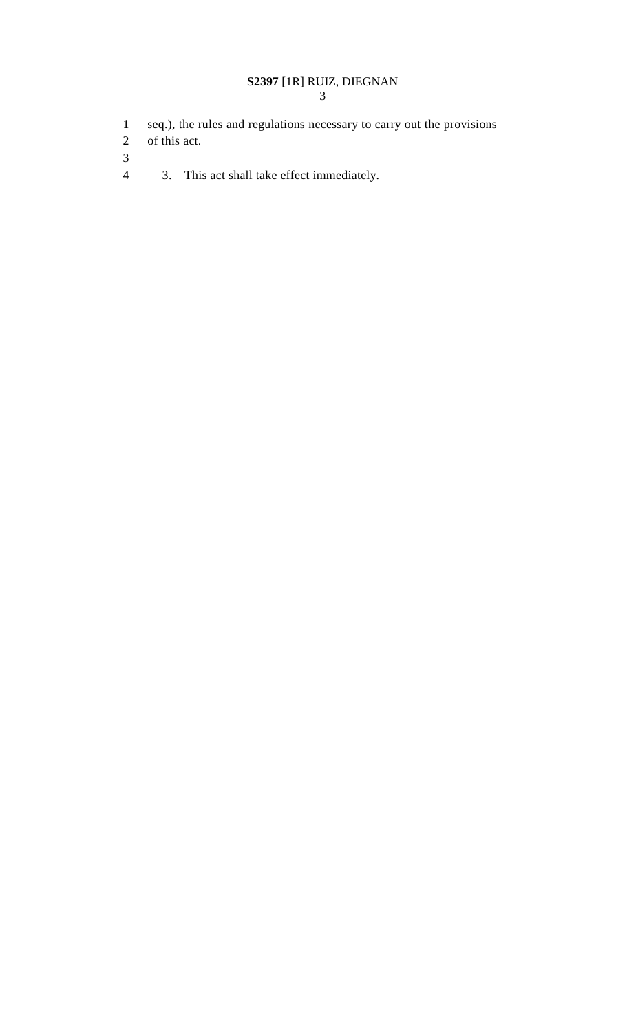seq.), the rules and regulations necessary to carry out the provisions of this act.

3. This act shall take effect immediately.